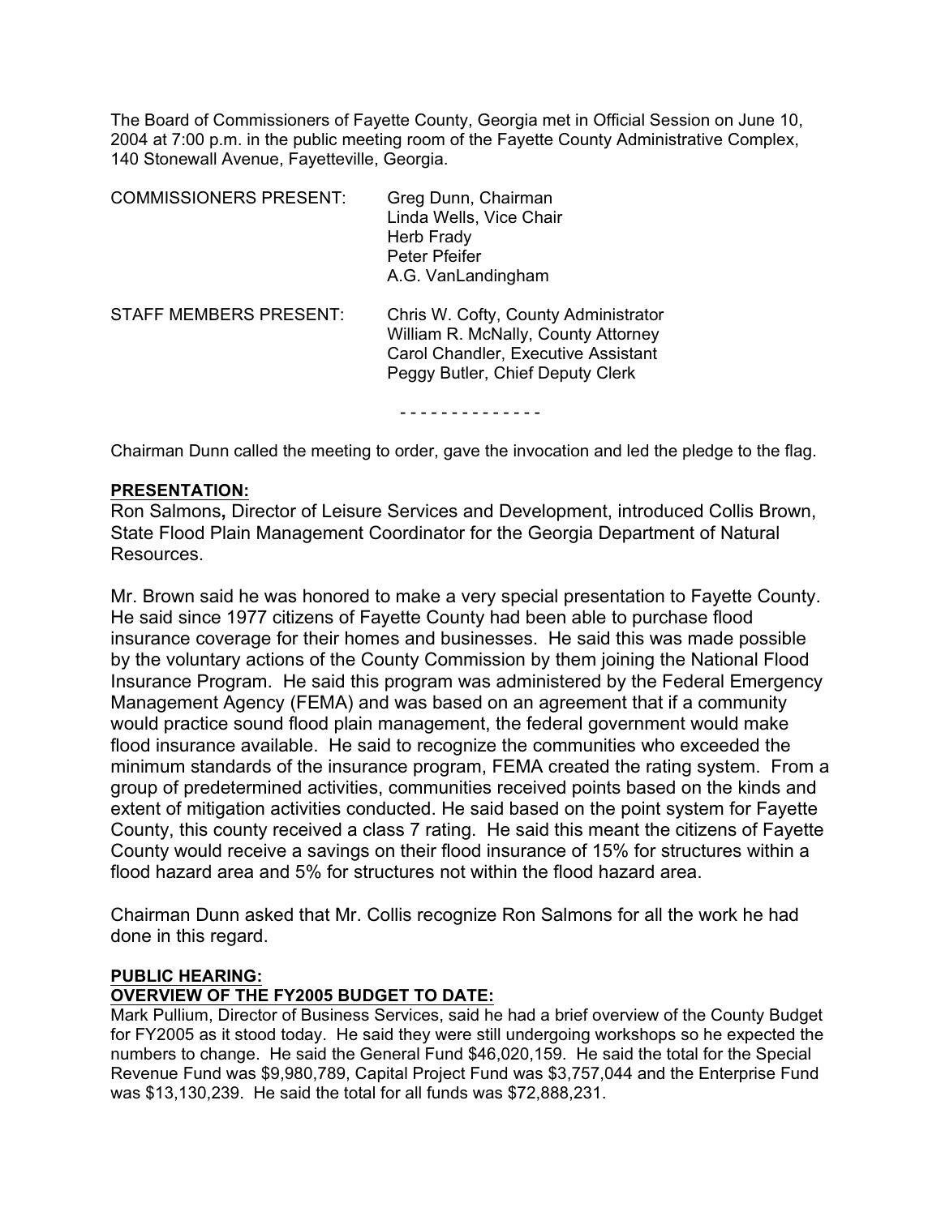The Board of Commissioners of Fayette County, Georgia met in Official Session on June 10, 2004 at 7:00 p.m. in the public meeting room of the Fayette County Administrative Complex, 140 Stonewall Avenue, Fayetteville, Georgia.

| | |
|---|---|
| COMMISSIONERS PRESENT: | Greg Dunn, Chairman<br>Linda Wells, Vice Chair<br>Herb Frady<br>Peter Pfeifer<br>A.G. VanLandingham |
| STAFF MEMBERS PRESENT: | Chris W. Cofty, County Administrator<br>William R. McNally, County Attorney<br>Carol Chandler, Executive Assistant<br>Peggy Butler, Chief Deputy Clerk |

- - - - - - - - - - - - - -

Chairman Dunn called the meeting to order, gave the invocation and led the pledge to the flag.

**PRESENTATION:**

Ron Salmons**,** Director of Leisure Services and Development, introduced Collis Brown, State Flood Plain Management Coordinator for the Georgia Department of Natural Resources.

Mr. Brown said he was honored to make a very special presentation to Fayette County. He said since 1977 citizens of Fayette County had been able to purchase flood insurance coverage for their homes and businesses. He said this was made possible by the voluntary actions of the County Commission by them joining the National Flood Insurance Program. He said this program was administered by the Federal Emergency Management Agency (FEMA) and was based on an agreement that if a community would practice sound flood plain management, the federal government would make flood insurance available. He said to recognize the communities who exceeded the minimum standards of the insurance program, FEMA created the rating system. From a group of predetermined activities, communities received points based on the kinds and extent of mitigation activities conducted. He said based on the point system for Fayette County, this county received a class 7 rating. He said this meant the citizens of Fayette County would receive a savings on their flood insurance of 15% for structures within a flood hazard area and 5% for structures not within the flood hazard area.

Chairman Dunn asked that Mr. Collis recognize Ron Salmons for all the work he had done in this regard.

**PUBLIC HEARING:**

**OVERVIEW OF THE FY2005 BUDGET TO DATE:**

Mark Pullium, Director of Business Services, said he had a brief overview of the County Budget for FY2005 as it stood today. He said they were still undergoing workshops so he expected the numbers to change. He said the General Fund $46,020,159. He said the total for the Special Revenue Fund was $9,980,789, Capital Project Fund was $3,757,044 and the Enterprise Fund was $13,130,239. He said the total for all funds was $72,888,231.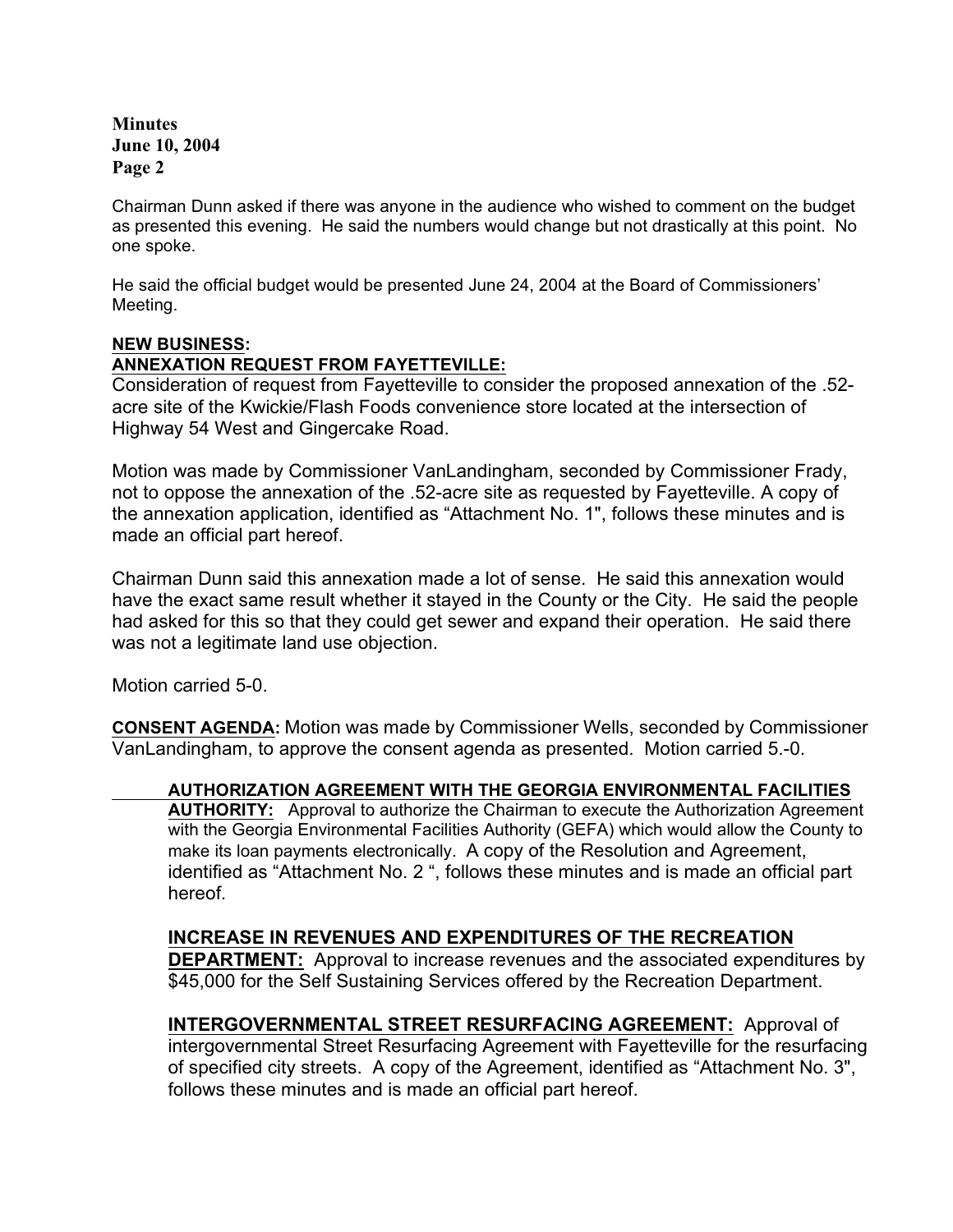Chairman Dunn asked if there was anyone in the audience who wished to comment on the budget as presented this evening. He said the numbers would change but not drastically at this point. No one spoke.

He said the official budget would be presented June 24, 2004 at the Board of Commissioners' Meeting.

**NEW BUSINESS:**

**ANNEXATION REQUEST FROM FAYETTEVILLE:**

Consideration of request from Fayetteville to consider the proposed annexation of the .52-acre site of the Kwickie/Flash Foods convenience store located at the intersection of Highway 54 West and Gingercake Road.

Motion was made by Commissioner VanLandingham, seconded by Commissioner Frady, not to oppose the annexation of the .52-acre site as requested by Fayetteville. A copy of the annexation application, identified as "Attachment No. 1", follows these minutes and is made an official part hereof.

Chairman Dunn said this annexation made a lot of sense. He said this annexation would have the exact same result whether it stayed in the County or the City. He said the people had asked for this so that they could get sewer and expand their operation. He said there was not a legitimate land use objection.

Motion carried 5-0.

**CONSENT AGENDA:** Motion was made by Commissioner Wells, seconded by Commissioner VanLandingham, to approve the consent agenda as presented. Motion carried 5.-0.

**AUTHORIZATION AGREEMENT WITH THE GEORGIA ENVIRONMENTAL FACILITIES AUTHORITY:** Approval to authorize the Chairman to execute the Authorization Agreement with the Georgia Environmental Facilities Authority (GEFA) which would allow the County to make its loan payments electronically. A copy of the Resolution and Agreement, identified as "Attachment No. 2 ", follows these minutes and is made an official part hereof.

**INCREASE IN REVENUES AND EXPENDITURES OF THE RECREATION DEPARTMENT:** Approval to increase revenues and the associated expenditures by $45,000 for the Self Sustaining Services offered by the Recreation Department.

**INTERGOVERNMENTAL STREET RESURFACING AGREEMENT:** Approval of intergovernmental Street Resurfacing Agreement with Fayetteville for the resurfacing of specified city streets. A copy of the Agreement, identified as "Attachment No. 3", follows these minutes and is made an official part hereof.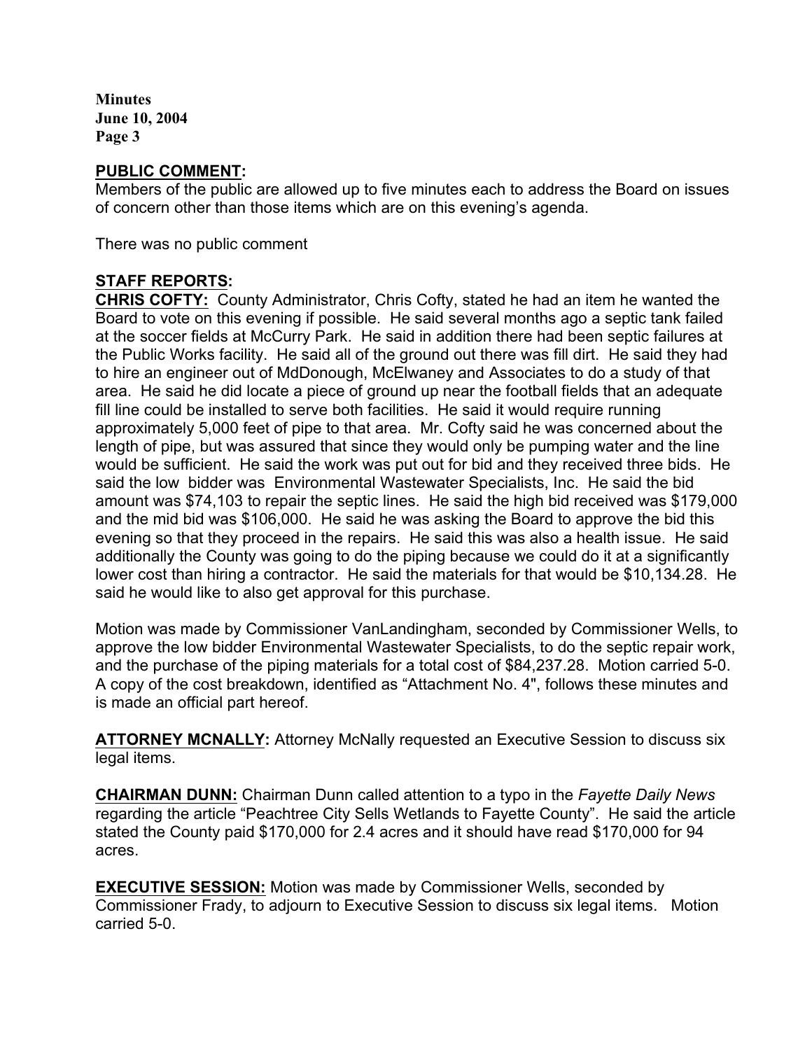**PUBLIC COMMENT:**
Members of the public are allowed up to five minutes each to address the Board on issues of concern other than those items which are on this evening's agenda.

There was no public comment

**STAFF REPORTS:**

**CHRIS COFTY:** County Administrator, Chris Cofty, stated he had an item he wanted the Board to vote on this evening if possible. He said several months ago a septic tank failed at the soccer fields at McCurry Park. He said in addition there had been septic failures at the Public Works facility. He said all of the ground out there was fill dirt. He said they had to hire an engineer out of MdDonough, McElwaney and Associates to do a study of that area. He said he did locate a piece of ground up near the football fields that an adequate fill line could be installed to serve both facilities. He said it would require running approximately 5,000 feet of pipe to that area. Mr. Cofty said he was concerned about the length of pipe, but was assured that since they would only be pumping water and the line would be sufficient. He said the work was put out for bid and they received three bids. He said the low bidder was Environmental Wastewater Specialists, Inc. He said the bid amount was $74,103 to repair the septic lines. He said the high bid received was $179,000 and the mid bid was $106,000. He said he was asking the Board to approve the bid this evening so that they proceed in the repairs. He said this was also a health issue. He said additionally the County was going to do the piping because we could do it at a significantly lower cost than hiring a contractor. He said the materials for that would be $10,134.28. He said he would like to also get approval for this purchase.

Motion was made by Commissioner VanLandingham, seconded by Commissioner Wells, to approve the low bidder Environmental Wastewater Specialists, to do the septic repair work, and the purchase of the piping materials for a total cost of $84,237.28. Motion carried 5-0. A copy of the cost breakdown, identified as "Attachment No. 4", follows these minutes and is made an official part hereof.

**ATTORNEY MCNALLY:** Attorney McNally requested an Executive Session to discuss six legal items.

**CHAIRMAN DUNN:** Chairman Dunn called attention to a typo in the *Fayette Daily News* regarding the article "Peachtree City Sells Wetlands to Fayette County". He said the article stated the County paid $170,000 for 2.4 acres and it should have read $170,000 for 94 acres.

**EXECUTIVE SESSION:** Motion was made by Commissioner Wells, seconded by Commissioner Frady, to adjourn to Executive Session to discuss six legal items. Motion carried 5-0.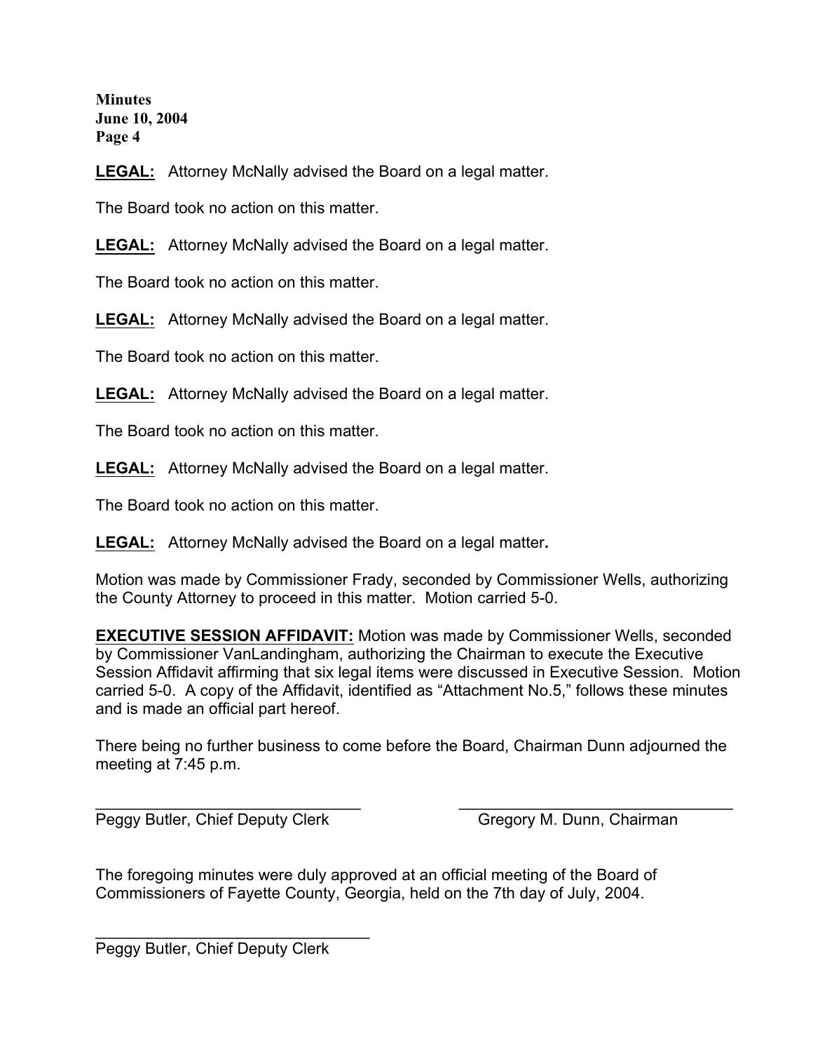**LEGAL:** Attorney McNally advised the Board on a legal matter.

The Board took no action on this matter.

**LEGAL:** Attorney McNally advised the Board on a legal matter.

The Board took no action on this matter.

**LEGAL:** Attorney McNally advised the Board on a legal matter.

The Board took no action on this matter.

**LEGAL:** Attorney McNally advised the Board on a legal matter.

The Board took no action on this matter.

**LEGAL:** Attorney McNally advised the Board on a legal matter.

The Board took no action on this matter.

**LEGAL:** Attorney McNally advised the Board on a legal matter.

Motion was made by Commissioner Frady, seconded by Commissioner Wells, authorizing the County Attorney to proceed in this matter. Motion carried 5-0.

**EXECUTIVE SESSION AFFIDAVIT:** Motion was made by Commissioner Wells, seconded by Commissioner VanLandingham, authorizing the Chairman to execute the Executive Session Affidavit affirming that six legal items were discussed in Executive Session. Motion carried 5-0. A copy of the Affidavit, identified as "Attachment No.5," follows these minutes and is made an official part hereof.

There being no further business to come before the Board, Chairman Dunn adjourned the meeting at 7:45 p.m.

\_\_\_\_\_\_\_\_\_\_\_\_\_\_\_\_\_\_\_\_\_\_\_\_\_\_\_\_\_\_\_\_ \_\_\_\_\_\_\_\_\_\_\_\_\_\_\_\_\_\_\_\_\_\_\_\_\_\_\_\_\_\_\_\_

Peggy Butler, Chief Deputy Clerk Gregory M. Dunn, Chairman

The foregoing minutes were duly approved at an official meeting of the Board of Commissioners of Fayette County, Georgia, held on the 7th day of July, 2004.

\_\_\_\_\_\_\_\_\_\_\_\_\_\_\_\_\_\_\_\_\_\_\_\_\_\_\_\_\_\_\_\_

Peggy Butler, Chief Deputy Clerk